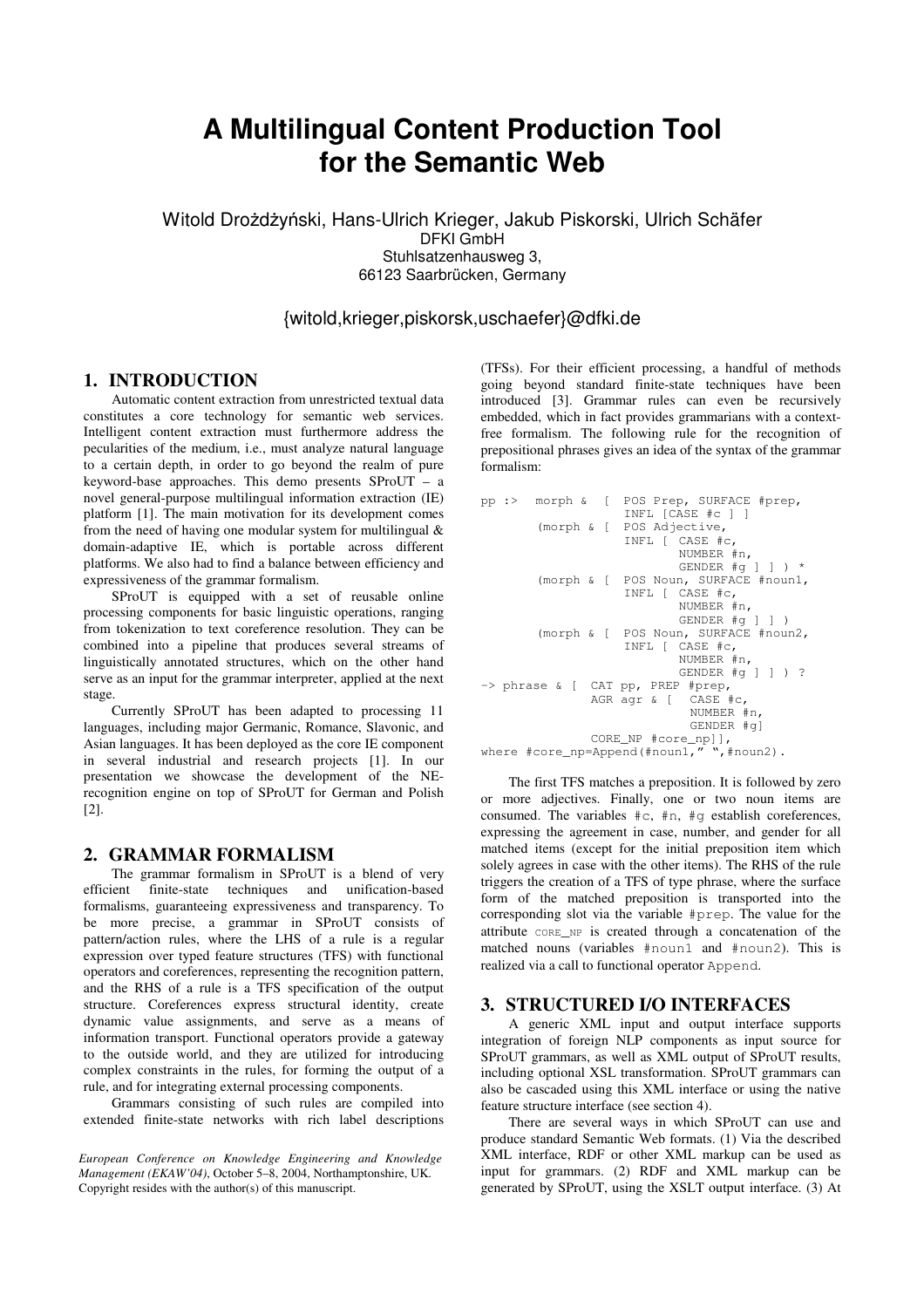# A Multilingual Content Production Tool for the Semantic Web

Witold Drożdżyński, Hans-Ulrich Krieger, Jakub Piskorski, Ulrich Schäfer
DFKI GmbH
Stuhlsatzenhausweg 3,
66123 Saarbrücken, Germany

{witold,krieger,piskorsk,uschaefer}@dfki.de

## 1. INTRODUCTION

Automatic content extraction from unrestricted textual data constitutes a core technology for semantic web services. Intelligent content extraction must furthermore address the pecularities of the medium, i.e., must analyze natural language to a certain depth, in order to go beyond the realm of pure keyword-base approaches. This demo presents SProUT – a novel general-purpose multilingual information extraction (IE) platform [1]. The main motivation for its development comes from the need of having one modular system for multilingual & domain-adaptive IE, which is portable across different platforms. We also had to find a balance between efficiency and expressiveness of the grammar formalism.

SProUT is equipped with a set of reusable online processing components for basic linguistic operations, ranging from tokenization to text coreference resolution. They can be combined into a pipeline that produces several streams of linguistically annotated structures, which on the other hand serve as an input for the grammar interpreter, applied at the next stage.

Currently SProUT has been adapted to processing 11 languages, including major Germanic, Romance, Slavonic, and Asian languages. It has been deployed as the core IE component in several industrial and research projects [1]. In our presentation we showcase the development of the NE-recognition engine on top of SProUT for German and Polish [2].

## 2. GRAMMAR FORMALISM

The grammar formalism in SProUT is a blend of very efficient finite-state techniques and unification-based formalisms, guaranteeing expressiveness and transparency. To be more precise, a grammar in SProUT consists of pattern/action rules, where the LHS of a rule is a regular expression over typed feature structures (TFS) with functional operators and coreferences, representing the recognition pattern, and the RHS of a rule is a TFS specification of the output structure. Coreferences express structural identity, create dynamic value assignments, and serve as a means of information transport. Functional operators provide a gateway to the outside world, and they are utilized for introducing complex constraints in the rules, for forming the output of a rule, and for integrating external processing components.

Grammars consisting of such rules are compiled into extended finite-state networks with rich label descriptions (TFSs). For their efficient processing, a handful of methods going beyond standard finite-state techniques have been introduced [3]. Grammar rules can even be recursively embedded, which in fact provides grammarians with a context-free formalism. The following rule for the recognition of prepositional phrases gives an idea of the syntax of the grammar formalism:

```
pp :>   morph &  [  POS Prep, SURFACE #prep,
                    INFL [CASE #c ] ]
        (morph & [  POS Adjective,
                    INFL [ CASE #c,
                           NUMBER #n,
                           GENDER #g ] ] ) *
        (morph & [  POS Noun, SURFACE #noun1,
                    INFL [ CASE #c,
                           NUMBER #n,
                           GENDER #g ] ] )
        (morph & [  POS Noun, SURFACE #noun2,
                    INFL [ CASE #c,
                           NUMBER #n,
                           GENDER #g ] ] ) ?
-> phrase & [  CAT pp, PREP #prep,
               AGR agr & [  CASE #c,
                            NUMBER #n,
                            GENDER #g]
               CORE_NP #core_np]],
where #core_np=Append(#noun1," ",#noun2).
```

The first TFS matches a preposition. It is followed by zero or more adjectives. Finally, one or two noun items are consumed. The variables `#c`, `#n`, `#g` establish coreferences, expressing the agreement in case, number, and gender for all matched items (except for the initial preposition item which solely agrees in case with the other items). The RHS of the rule triggers the creation of a TFS of type phrase, where the surface form of the matched preposition is transported into the corresponding slot via the variable `#prep`. The value for the attribute `CORE_NP` is created through a concatenation of the matched nouns (variables `#noun1` and `#noun2`). This is realized via a call to functional operator `Append`.

## 3. STRUCTURED I/O INTERFACES

A generic XML input and output interface supports integration of foreign NLP components as input source for SProUT grammars, as well as XML output of SProUT results, including optional XSL transformation. SProUT grammars can also be cascaded using this XML interface or using the native feature structure interface (see section 4).

There are several ways in which SProUT can use and produce standard Semantic Web formats. (1) Via the described XML interface, RDF or other XML markup can be used as input for grammars. (2) RDF and XML markup can be generated by SProUT, using the XSLT output interface. (3) At

*European Conference on Knowledge Engineering and Knowledge Management (EKAW'04)*, October 5–8, 2004, Northamptonshire, UK. Copyright resides with the author(s) of this manuscript.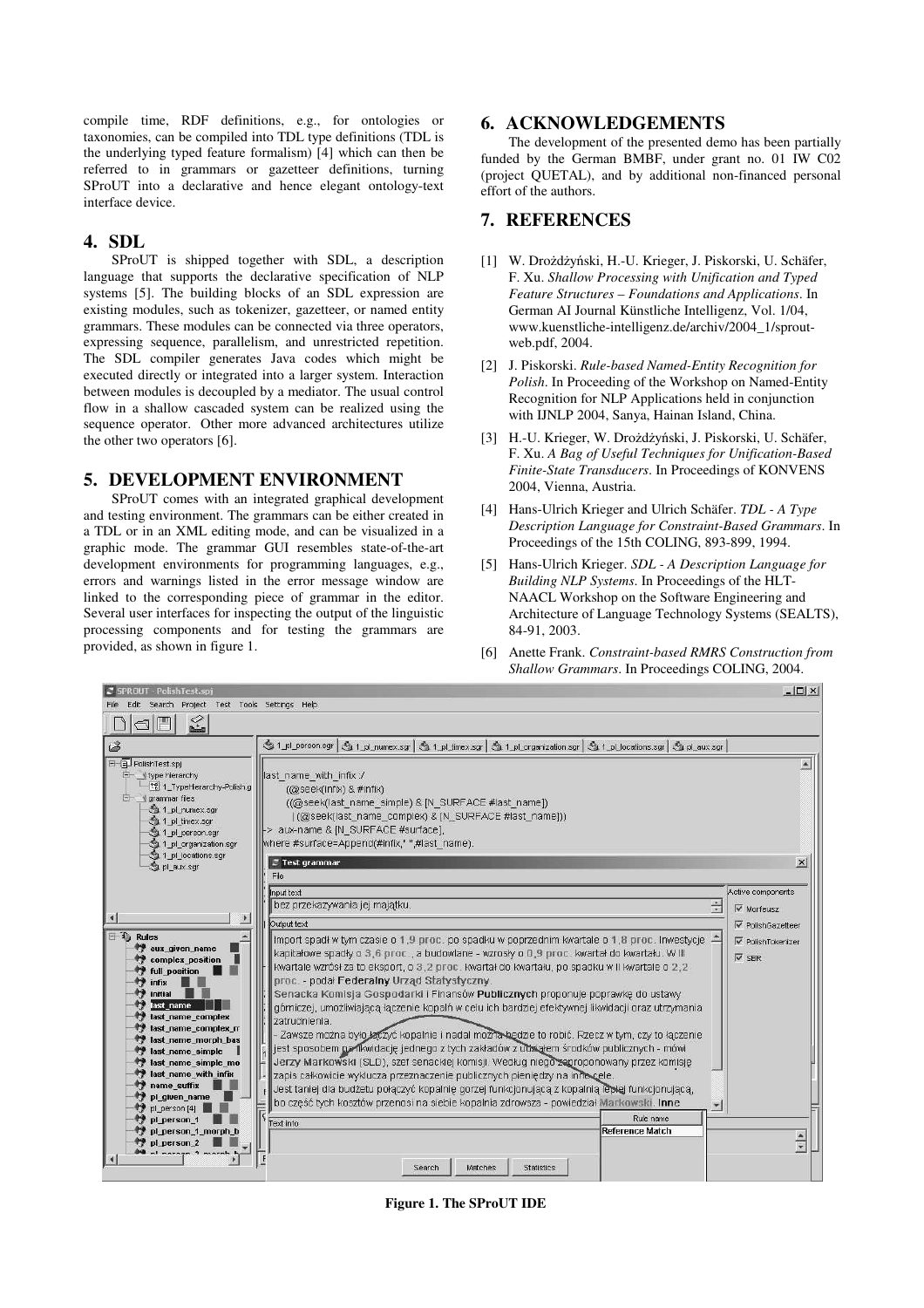compile time, RDF definitions, e.g., for ontologies or taxonomies, can be compiled into TDL type definitions (TDL is the underlying typed feature formalism) [4] which can then be referred to in grammars or gazetteer definitions, turning SProUT into a declarative and hence elegant ontology-text interface device.

## 4. SDL

SProUT is shipped together with SDL, a description language that supports the declarative specification of NLP systems [5]. The building blocks of an SDL expression are existing modules, such as tokenizer, gazetteer, or named entity grammars. These modules can be connected via three operators, expressing sequence, parallelism, and unrestricted repetition. The SDL compiler generates Java codes which might be executed directly or integrated into a larger system. Interaction between modules is decoupled by a mediator. The usual control flow in a shallow cascaded system can be realized using the sequence operator. Other more advanced architectures utilize the other two operators [6].

## 5. DEVELOPMENT ENVIRONMENT

SProUT comes with an integrated graphical development and testing environment. The grammars can be either created in a TDL or in an XML editing mode, and can be visualized in a graphic mode. The grammar GUI resembles state-of-the-art development environments for programming languages, e.g., errors and warnings listed in the error message window are linked to the corresponding piece of grammar in the editor. Several user interfaces for inspecting the output of the linguistic processing components and for testing the grammars are provided, as shown in figure 1.

## 6. ACKNOWLEDGEMENTS

The development of the presented demo has been partially funded by the German BMBF, under grant no. 01 IW C02 (project QUETAL), and by additional non-financed personal effort of the authors.

## 7. REFERENCES

[1] W. Drożdżyński, H.-U. Krieger, J. Piskorski, U. Schäfer, F. Xu. *Shallow Processing with Unification and Typed Feature Structures – Foundations and Applications*. In German AI Journal Künstliche Intelligenz, Vol. 1/04, www.kuenstliche-intelligenz.de/archiv/2004_1/sprout-web.pdf, 2004.

[2] J. Piskorski. *Rule-based Named-Entity Recognition for Polish*. In Proceeding of the Workshop on Named-Entity Recognition for NLP Applications held in conjunction with IJNLP 2004, Sanya, Hainan Island, China.

[3] H.-U. Krieger, W. Drożdżyński, J. Piskorski, U. Schäfer, F. Xu. *A Bag of Useful Techniques for Unification-Based Finite-State Transducers*. In Proceedings of KONVENS 2004, Vienna, Austria.

[4] Hans-Ulrich Krieger and Ulrich Schäfer. *TDL - A Type Description Language for Constraint-Based Grammars*. In Proceedings of the 15th COLING, 893-899, 1994.

[5] Hans-Ulrich Krieger. *SDL - A Description Language for Building NLP Systems*. In Proceedings of the HLT-NAACL Workshop on the Software Engineering and Architecture of Language Technology Systems (SEALTS), 84-91, 2003.

[6] Anette Frank. *Constraint-based RMRS Construction from Shallow Grammars*. In Proceedings COLING, 2004.

**Figure 1. The SProUT IDE**